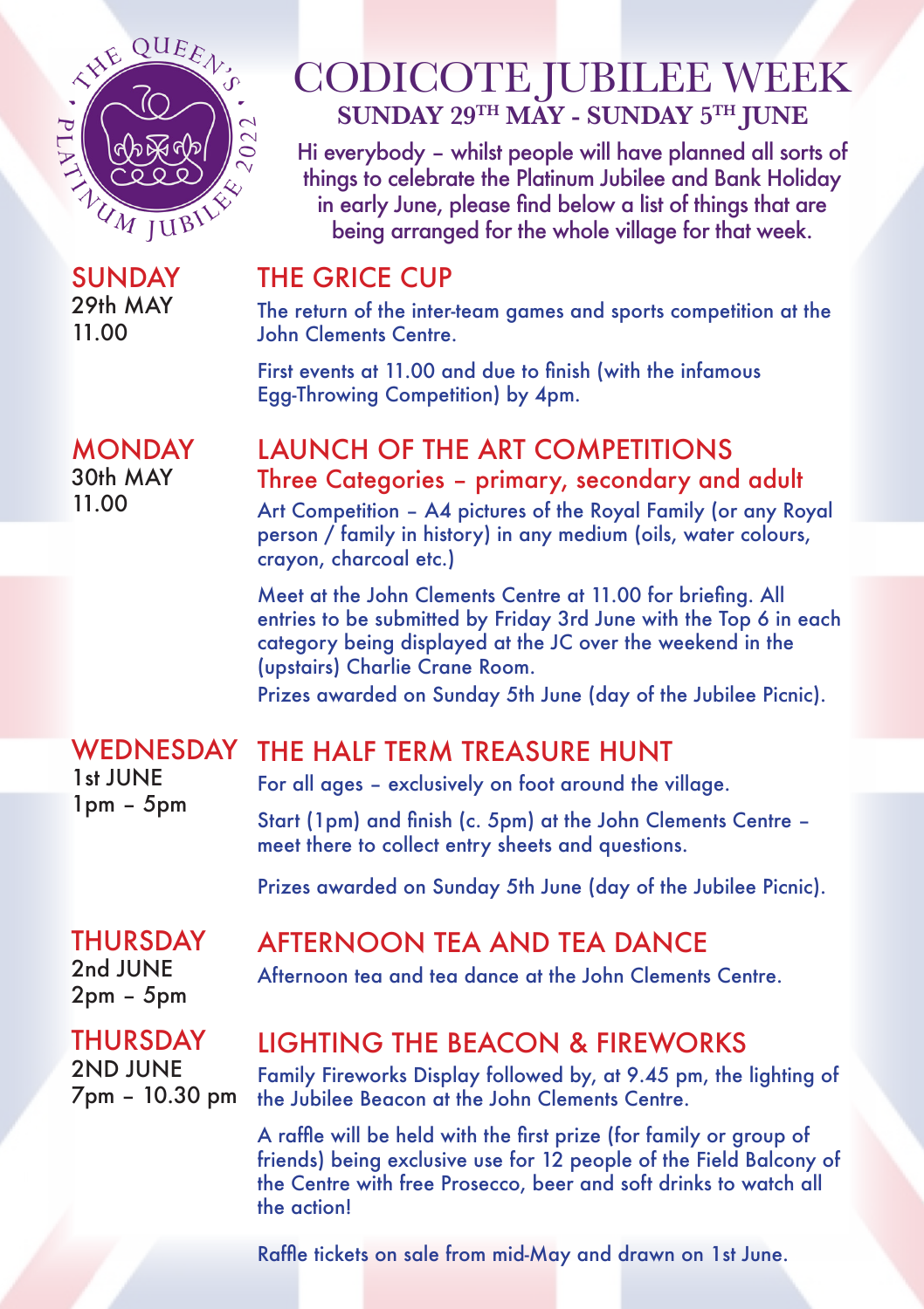THE QUEEN'S PLATINUM JUBILEE 2022

# CODICOTE JUBILEE WEEK

## SUNDAY 29TH MAY - SUNDAY 5TH JUNE

Hi everybody – whilst people will have planned all sorts of things to celebrate the Platinum Jubilee and Bank Holiday in early June, please find below a list of things that are being arranged for the whole village for that week.

**SUNDAY**
29th MAY
11.00

### THE GRICE CUP

The return of the inter-team games and sports competition at the John Clements Centre.

First events at 11.00 and due to finish (with the infamous Egg-Throwing Competition) by 4pm.

**MONDAY**
30th MAY
11.00

### LAUNCH OF THE ART COMPETITIONS

#### Three Categories – primary, secondary and adult

Art Competition – A4 pictures of the Royal Family (or any Royal person / family in history) in any medium (oils, water colours, crayon, charcoal etc.)

Meet at the John Clements Centre at 11.00 for briefing. All entries to be submitted by Friday 3rd June with the Top 6 in each category being displayed at the JC over the weekend in the (upstairs) Charlie Crane Room.

Prizes awarded on Sunday 5th June (day of the Jubilee Picnic).

**WEDNESDAY**
1st JUNE
1pm – 5pm

### THE HALF TERM TREASURE HUNT

For all ages – exclusively on foot around the village.

Start (1pm) and finish (c. 5pm) at the John Clements Centre – meet there to collect entry sheets and questions.

Prizes awarded on Sunday 5th June (day of the Jubilee Picnic).

**THURSDAY**
2nd JUNE
2pm – 5pm

### AFTERNOON TEA AND TEA DANCE

Afternoon tea and tea dance at the John Clements Centre.

**THURSDAY**
2ND JUNE
7pm – 10.30 pm

### LIGHTING THE BEACON & FIREWORKS

Family Fireworks Display followed by, at 9.45 pm, the lighting of the Jubilee Beacon at the John Clements Centre.

A raffle will be held with the first prize (for family or group of friends) being exclusive use for 12 people of the Field Balcony of the Centre with free Prosecco, beer and soft drinks to watch all the action!

Raffle tickets on sale from mid-May and drawn on 1st June.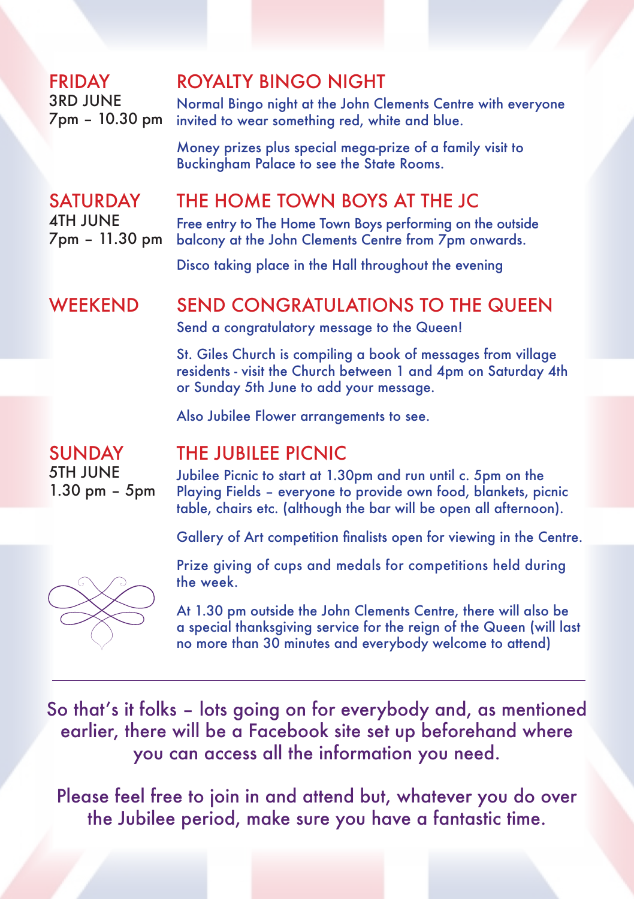## FRIDAY
3RD JUNE
7pm – 10.30 pm

### ROYALTY BINGO NIGHT

Normal Bingo night at the John Clements Centre with everyone invited to wear something red, white and blue.

Money prizes plus special mega-prize of a family visit to Buckingham Palace to see the State Rooms.

## SATURDAY
4TH JUNE
7pm – 11.30 pm

### THE HOME TOWN BOYS AT THE JC

Free entry to The Home Town Boys performing on the outside balcony at the John Clements Centre from 7pm onwards.

Disco taking place in the Hall throughout the evening

## WEEKEND

### SEND CONGRATULATIONS TO THE QUEEN

Send a congratulatory message to the Queen!

St. Giles Church is compiling a book of messages from village residents - visit the Church between 1 and 4pm on Saturday 4th or Sunday 5th June to add your message.

Also Jubilee Flower arrangements to see.

## SUNDAY
5TH JUNE
1.30 pm – 5pm

### THE JUBILEE PICNIC

Jubilee Picnic to start at 1.30pm and run until c. 5pm on the Playing Fields – everyone to provide own food, blankets, picnic table, chairs etc. (although the bar will be open all afternoon).

Gallery of Art competition finalists open for viewing in the Centre.

Prize giving of cups and medals for competitions held during the week.

At 1.30 pm outside the John Clements Centre, there will also be a special thanksgiving service for the reign of the Queen (will last no more than 30 minutes and everybody welcome to attend)

---

So that's it folks – lots going on for everybody and, as mentioned earlier, there will be a Facebook site set up beforehand where you can access all the information you need.

Please feel free to join in and attend but, whatever you do over the Jubilee period, make sure you have a fantastic time.